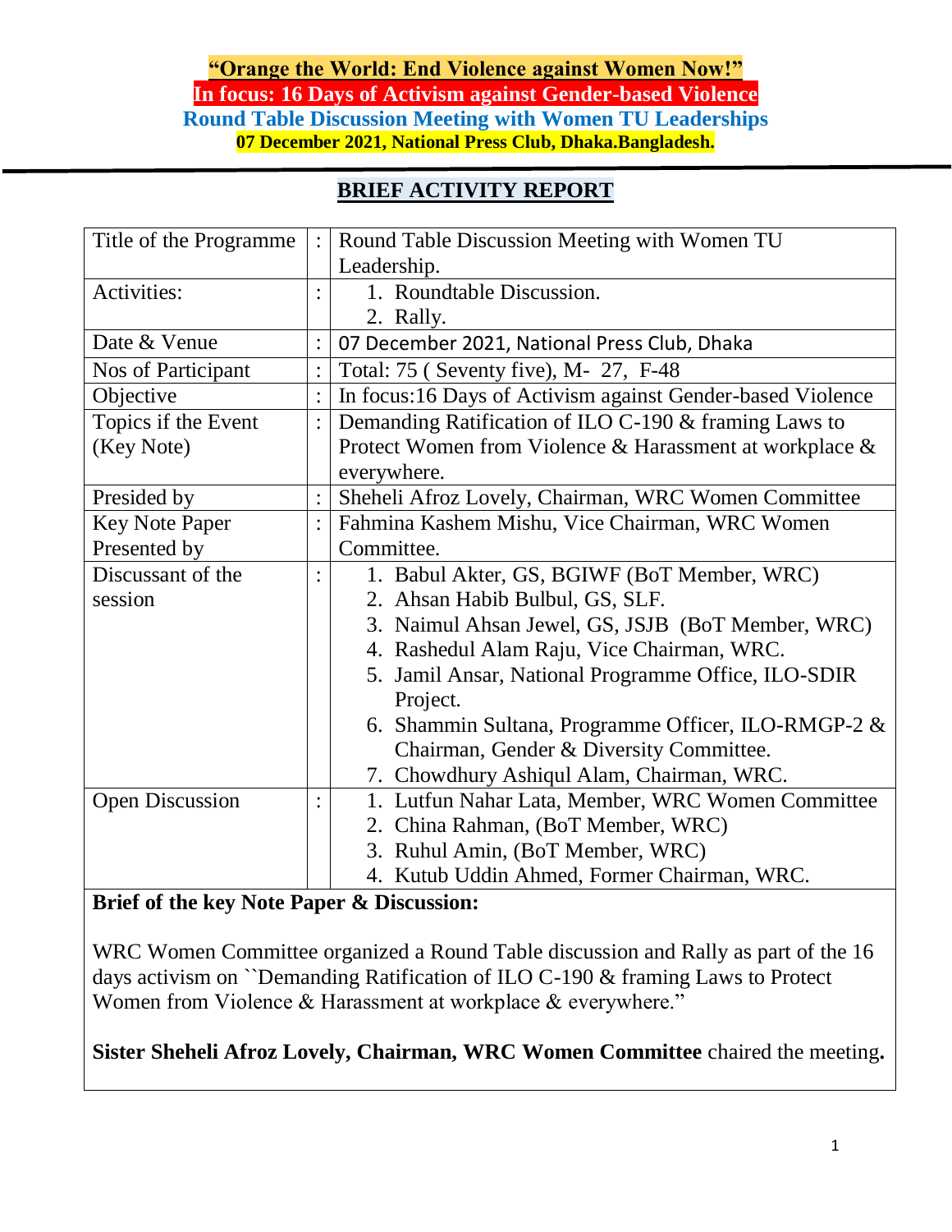**“Orange the World: End Violence against Women Now!”**

**In focus: 16 Days of Activism against Gender-based Violence**

**Round Table Discussion Meeting with Women TU Leaderships**

**07 December 2021, National Press Club, Dhaka.Bangladesh.**

## BRIEF ACTIVITY REPORT

| | | |
|---|---|---|
| Title of the Programme | : | Round Table Discussion Meeting with Women TU Leadership. |
| Activities: | : | 1. Roundtable Discussion.<br>2. Rally. |
| Date & Venue | : | 07 December 2021, National Press Club, Dhaka |
| Nos of Participant | : | Total: 75 ( Seventy five), M- 27, F-48 |
| Objective | : | In focus:16 Days of Activism against Gender-based Violence |
| Topics if the Event (Key Note) | : | Demanding Ratification of ILO C-190 & framing Laws to Protect Women from Violence & Harassment at workplace & everywhere. |
| Presided by | : | Sheheli Afroz Lovely, Chairman, WRC Women Committee |
| Key Note Paper Presented by | : | Fahmina Kashem Mishu, Vice Chairman, WRC Women Committee. |
| Discussant of the session | : | 1. Babul Akter, GS, BGIWF (BoT Member, WRC)<br>2. Ahsan Habib Bulbul, GS, SLF.<br>3. Naimul Ahsan Jewel, GS, JSJB (BoT Member, WRC)<br>4. Rashedul Alam Raju, Vice Chairman, WRC.<br>5. Jamil Ansar, National Programme Office, ILO-SDIR Project.<br>6. Shammin Sultana, Programme Officer, ILO-RMGP-2 & Chairman, Gender & Diversity Committee.<br>7. Chowdhury Ashiqul Alam, Chairman, WRC. |
| Open Discussion | : | 1. Lutfun Nahar Lata, Member, WRC Women Committee<br>2. China Rahman, (BoT Member, WRC)<br>3. Ruhul Amin, (BoT Member, WRC)<br>4. Kutub Uddin Ahmed, Former Chairman, WRC. |

**Brief of the key Note Paper & Discussion:**

WRC Women Committee organized a Round Table discussion and Rally as part of the 16 days activism on ``Demanding Ratification of ILO C-190 & framing Laws to Protect Women from Violence & Harassment at workplace & everywhere.”

**Sister Sheheli Afroz Lovely, Chairman, WRC Women Committee** chaired the meeting**.**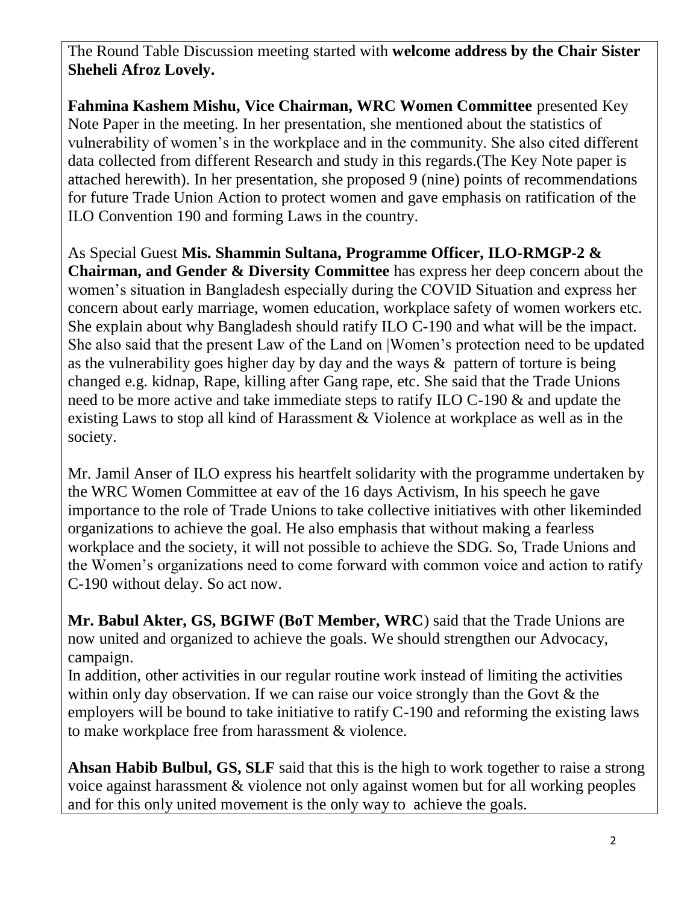The Round Table Discussion meeting started with **welcome address by the Chair Sister Sheheli Afroz Lovely.**

**Fahmina Kashem Mishu, Vice Chairman, WRC Women Committee** presented Key Note Paper in the meeting. In her presentation, she mentioned about the statistics of vulnerability of women's in the workplace and in the community. She also cited different data collected from different Research and study in this regards.(The Key Note paper is attached herewith). In her presentation, she proposed 9 (nine) points of recommendations for future Trade Union Action to protect women and gave emphasis on ratification of the ILO Convention 190 and forming Laws in the country.

As Special Guest **Mis. Shammin Sultana, Programme Officer, ILO-RMGP-2 & Chairman, and Gender & Diversity Committee** has express her deep concern about the women's situation in Bangladesh especially during the COVID Situation and express her concern about early marriage, women education, workplace safety of women workers etc. She explain about why Bangladesh should ratify ILO C-190 and what will be the impact. She also said that the present Law of the Land on |Women's protection need to be updated as the vulnerability goes higher day by day and the ways & pattern of torture is being changed e.g. kidnap, Rape, killing after Gang rape, etc. She said that the Trade Unions need to be more active and take immediate steps to ratify ILO C-190 & and update the existing Laws to stop all kind of Harassment & Violence at workplace as well as in the society.

Mr. Jamil Anser of ILO express his heartfelt solidarity with the programme undertaken by the WRC Women Committee at eav of the 16 days Activism, In his speech he gave importance to the role of Trade Unions to take collective initiatives with other likeminded organizations to achieve the goal. He also emphasis that without making a fearless workplace and the society, it will not possible to achieve the SDG. So, Trade Unions and the Women's organizations need to come forward with common voice and action to ratify C-190 without delay. So act now.

**Mr. Babul Akter, GS, BGIWF (BoT Member, WRC**) said that the Trade Unions are now united and organized to achieve the goals. We should strengthen our Advocacy, campaign.

In addition, other activities in our regular routine work instead of limiting the activities within only day observation. If we can raise our voice strongly than the Govt & the employers will be bound to take initiative to ratify C-190 and reforming the existing laws to make workplace free from harassment & violence.

**Ahsan Habib Bulbul, GS, SLF** said that this is the high to work together to raise a strong voice against harassment & violence not only against women but for all working peoples and for this only united movement is the only way to achieve the goals.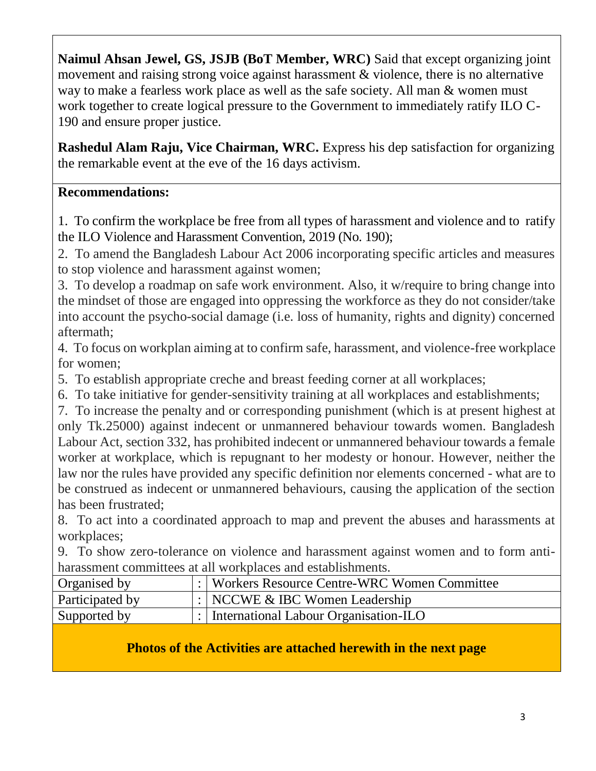**Naimul Ahsan Jewel, GS, JSJB (BoT Member, WRC)** Said that except organizing joint movement and raising strong voice against harassment & violence, there is no alternative way to make a fearless work place as well as the safe society. All man & women must work together to create logical pressure to the Government to immediately ratify ILO C-190 and ensure proper justice.

**Rashedul Alam Raju, Vice Chairman, WRC.** Express his dep satisfaction for organizing the remarkable event at the eve of the 16 days activism.

**Recommendations:**

1. To confirm the workplace be free from all types of harassment and violence and to ratify the ILO Violence and Harassment Convention, 2019 (No. 190);
2. To amend the Bangladesh Labour Act 2006 incorporating specific articles and measures to stop violence and harassment against women;
3. To develop a roadmap on safe work environment. Also, it w/require to bring change into the mindset of those are engaged into oppressing the workforce as they do not consider/take into account the psycho-social damage (i.e. loss of humanity, rights and dignity) concerned aftermath;
4. To focus on workplan aiming at to confirm safe, harassment, and violence-free workplace for women;
5. To establish appropriate creche and breast feeding corner at all workplaces;
6. To take initiative for gender-sensitivity training at all workplaces and establishments;
7. To increase the penalty and or corresponding punishment (which is at present highest at only Tk.25000) against indecent or unmannered behaviour towards women. Bangladesh Labour Act, section 332, has prohibited indecent or unmannered behaviour towards a female worker at workplace, which is repugnant to her modesty or honour. However, neither the law nor the rules have provided any specific definition nor elements concerned - what are to be construed as indecent or unmannered behaviours, causing the application of the section has been frustrated;
8. To act into a coordinated approach to map and prevent the abuses and harassments at workplaces;
9. To show zero-tolerance on violence and harassment against women and to form anti-harassment committees at all workplaces and establishments.

| | | |
|---|---|---|
| Organised by | : | Workers Resource Centre-WRC Women Committee |
| Participated by | : | NCCWE & IBC Women Leadership |
| Supported by | : | International Labour Organisation-ILO |

**Photos of the Activities are attached herewith in the next page**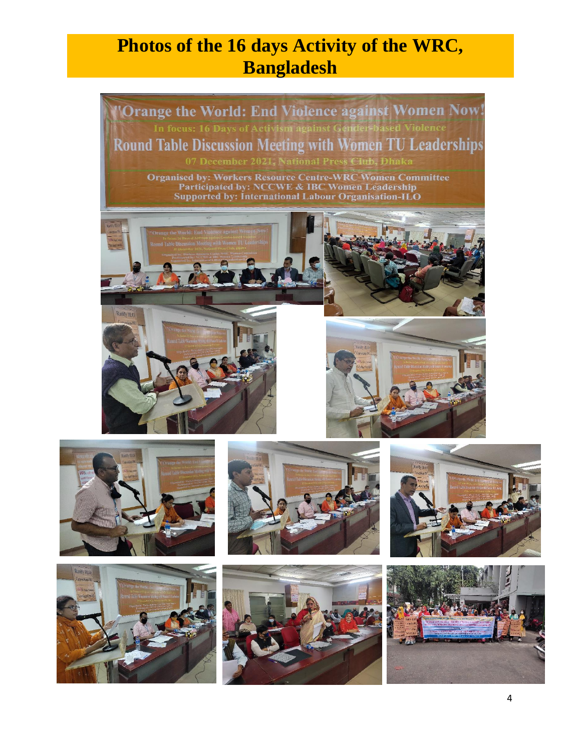# Photos of the 16 days Activity of the WRC, Bangladesh

"Orange the World: End Violence against Women Now!

In focus: 16 Days of Activism against Gender-based Violence

Round Table Discussion Meeting with Women TU Leaderships

07 December 2021, National Press Club, Dhaka

Organised by: Workers Resource Centre-WRC Women Committee
Participated by: NCCWE & IBC Women Leadership
Supported by: International Labour Organisation-ILO